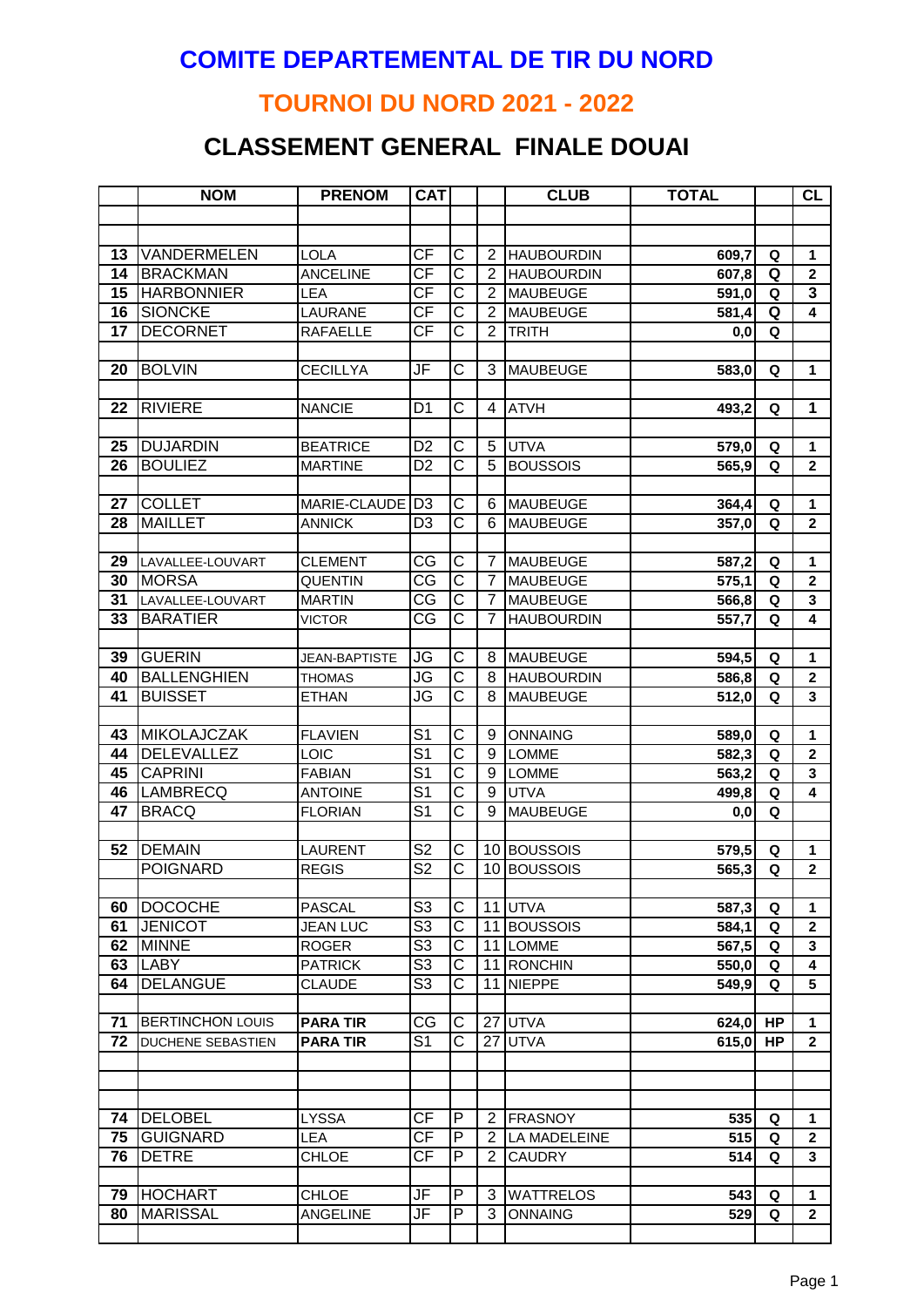# COMITE DEPARTEMENTAL DE TIR DU NORD

## TOURNOI DU NORD 2021 - 2022

## CLASSEMENT GENERAL FINALE DOUAI

| | NOM | PRENOM | CAT | | | CLUB | TOTAL | | CL |
|---|---|---|---|---|---|---|---|---|---|
| | | | | | | | | | |
| | | | | | | | | | |
| 13 | VANDERMELEN | LOLA | CF | C | 2 | HAUBOURDIN | 609,7 | Q | 1 |
| 14 | BRACKMAN | ANCELINE | CF | C | 2 | HAUBOURDIN | 607,8 | Q | 2 |
| 15 | HARBONNIER | LEA | CF | C | 2 | MAUBEUGE | 591,0 | Q | 3 |
| 16 | SIONCKE | LAURANE | CF | C | 2 | MAUBEUGE | 581,4 | Q | 4 |
| 17 | DECORNET | RAFAELLE | CF | C | 2 | TRITH | 0,0 | Q | |
| | | | | | | | | | |
| 20 | BOLVIN | CECILLYA | JF | C | 3 | MAUBEUGE | 583,0 | Q | 1 |
| | | | | | | | | | |
| 22 | RIVIERE | NANCIE | D1 | C | 4 | ATVH | 493,2 | Q | 1 |
| | | | | | | | | | |
| 25 | DUJARDIN | BEATRICE | D2 | C | 5 | UTVA | 579,0 | Q | 1 |
| 26 | BOULIEZ | MARTINE | D2 | C | 5 | BOUSSOIS | 565,9 | Q | 2 |
| | | | | | | | | | |
| 27 | COLLET | MARIE-CLAUDE | D3 | C | 6 | MAUBEUGE | 364,4 | Q | 1 |
| 28 | MAILLET | ANNICK | D3 | C | 6 | MAUBEUGE | 357,0 | Q | 2 |
| | | | | | | | | | |
| 29 | LAVALLEE-LOUVART | CLEMENT | CG | C | 7 | MAUBEUGE | 587,2 | Q | 1 |
| 30 | MORSA | QUENTIN | CG | C | 7 | MAUBEUGE | 575,1 | Q | 2 |
| 31 | LAVALLEE-LOUVART | MARTIN | CG | C | 7 | MAUBEUGE | 566,8 | Q | 3 |
| 33 | BARATIER | VICTOR | CG | C | 7 | HAUBOURDIN | 557,7 | Q | 4 |
| | | | | | | | | | |
| 39 | GUERIN | JEAN-BAPTISTE | JG | C | 8 | MAUBEUGE | 594,5 | Q | 1 |
| 40 | BALLENGHIEN | THOMAS | JG | C | 8 | HAUBOURDIN | 586,8 | Q | 2 |
| 41 | BUISSET | ETHAN | JG | C | 8 | MAUBEUGE | 512,0 | Q | 3 |
| | | | | | | | | | |
| 43 | MIKOLAJCZAK | FLAVIEN | S1 | C | 9 | ONNAING | 589,0 | Q | 1 |
| 44 | DELEVALLEZ | LOIC | S1 | C | 9 | LOMME | 582,3 | Q | 2 |
| 45 | CAPRINI | FABIAN | S1 | C | 9 | LOMME | 563,2 | Q | 3 |
| 46 | LAMBRECQ | ANTOINE | S1 | C | 9 | UTVA | 499,8 | Q | 4 |
| 47 | BRACQ | FLORIAN | S1 | C | 9 | MAUBEUGE | 0,0 | Q | |
| | | | | | | | | | |
| 52 | DEMAIN | LAURENT | S2 | C | 10 | BOUSSOIS | 579,5 | Q | 1 |
| | POIGNARD | REGIS | S2 | C | 10 | BOUSSOIS | 565,3 | Q | 2 |
| | | | | | | | | | |
| 60 | DOCOCHE | PASCAL | S3 | C | 11 | UTVA | 587,3 | Q | 1 |
| 61 | JENICOT | JEAN LUC | S3 | C | 11 | BOUSSOIS | 584,1 | Q | 2 |
| 62 | MINNE | ROGER | S3 | C | 11 | LOMME | 567,5 | Q | 3 |
| 63 | LABY | PATRICK | S3 | C | 11 | RONCHIN | 550,0 | Q | 4 |
| 64 | DELANGUE | CLAUDE | S3 | C | 11 | NIEPPE | 549,9 | Q | 5 |
| | | | | | | | | | |
| 71 | BERTINCHON LOUIS | **PARA TIR** | CG | C | 27 | UTVA | 624,0 | HP | 1 |
| 72 | DUCHENE SEBASTIEN | **PARA TIR** | S1 | C | 27 | UTVA | 615,0 | HP | 2 |
| | | | | | | | | | |
| | | | | | | | | | |
| | | | | | | | | | |
| 74 | DELOBEL | LYSSA | CF | P | 2 | FRASNOY | 535 | Q | 1 |
| 75 | GUIGNARD | LEA | CF | P | 2 | LA MADELEINE | 515 | Q | 2 |
| 76 | DETRE | CHLOE | CF | P | 2 | CAUDRY | 514 | Q | 3 |
| | | | | | | | | | |
| 79 | HOCHART | CHLOE | JF | P | 3 | WATTRELOS | 543 | Q | 1 |
| 80 | MARISSAL | ANGELINE | JF | P | 3 | ONNAING | 529 | Q | 2 |
| | | | | | | | | | |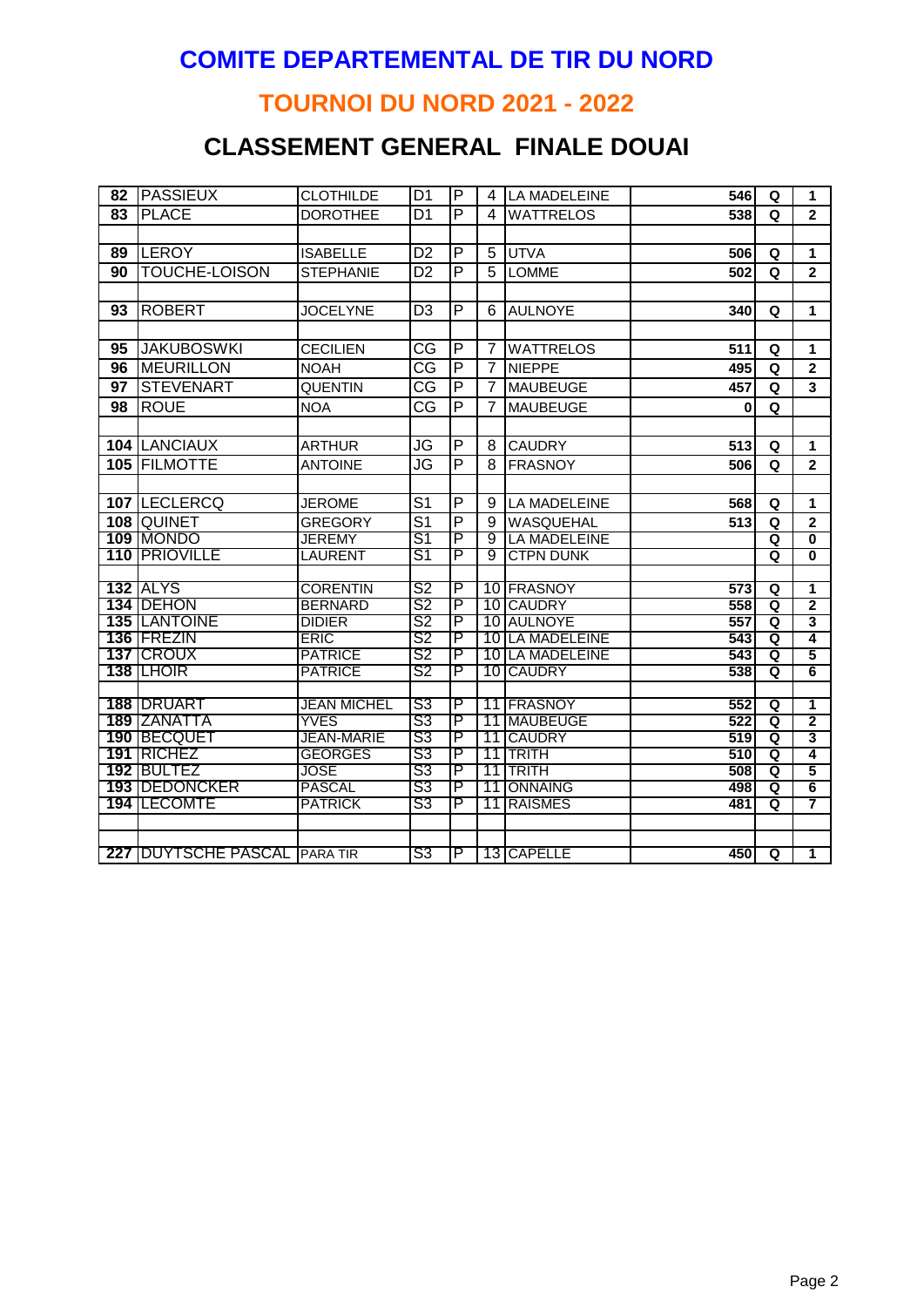# COMITE DEPARTEMENTAL DE TIR DU NORD

## TOURNOI DU NORD 2021 - 2022

## CLASSEMENT GENERAL FINALE DOUAI

| | | | | | | | | | |
|---|---|---|---|---|---|---|---|---|---|
| 82 | PASSIEUX | CLOTHILDE | D1 | P | 4 | LA MADELEINE | 546 | Q | 1 |
| 83 | PLACE | DOROTHEE | D1 | P | 4 | WATTRELOS | 538 | Q | 2 |
| | | | | | | | | | |
| 89 | LEROY | ISABELLE | D2 | P | 5 | UTVA | 506 | Q | 1 |
| 90 | TOUCHE-LOISON | STEPHANIE | D2 | P | 5 | LOMME | 502 | Q | 2 |
| | | | | | | | | | |
| 93 | ROBERT | JOCELYNE | D3 | P | 6 | AULNOYE | 340 | Q | 1 |
| | | | | | | | | | |
| 95 | JAKUBOSWKI | CECILIEN | CG | P | 7 | WATTRELOS | 511 | Q | 1 |
| 96 | MEURILLON | NOAH | CG | P | 7 | NIEPPE | 495 | Q | 2 |
| 97 | STEVENART | QUENTIN | CG | P | 7 | MAUBEUGE | 457 | Q | 3 |
| 98 | ROUE | NOA | CG | P | 7 | MAUBEUGE | 0 | Q | |
| | | | | | | | | | |
| 104 | LANCIAUX | ARTHUR | JG | P | 8 | CAUDRY | 513 | Q | 1 |
| 105 | FILMOTTE | ANTOINE | JG | P | 8 | FRASNOY | 506 | Q | 2 |
| | | | | | | | | | |
| 107 | LECLERCQ | JEROME | S1 | P | 9 | LA MADELEINE | 568 | Q | 1 |
| 108 | QUINET | GREGORY | S1 | P | 9 | WASQUEHAL | 513 | Q | 2 |
| 109 | MONDO | JEREMY | S1 | P | 9 | LA MADELEINE | | Q | 0 |
| 110 | PRIOVILLE | LAURENT | S1 | P | 9 | CTPN DUNK | | Q | 0 |
| | | | | | | | | | |
| 132 | ALYS | CORENTIN | S2 | P | 10 | FRASNOY | 573 | Q | 1 |
| 134 | DEHON | BERNARD | S2 | P | 10 | CAUDRY | 558 | Q | 2 |
| 135 | LANTOINE | DIDIER | S2 | P | 10 | AULNOYE | 557 | Q | 3 |
| 136 | FREZIN | ERIC | S2 | P | 10 | LA MADELEINE | 543 | Q | 4 |
| 137 | CROUX | PATRICE | S2 | P | 10 | LA MADELEINE | 543 | Q | 5 |
| 138 | LHOIR | PATRICE | S2 | P | 10 | CAUDRY | 538 | Q | 6 |
| | | | | | | | | | |
| 188 | DRUART | JEAN MICHEL | S3 | P | 11 | FRASNOY | 552 | Q | 1 |
| 189 | ZANATTA | YVES | S3 | P | 11 | MAUBEUGE | 522 | Q | 2 |
| 190 | BECQUET | JEAN-MARIE | S3 | P | 11 | CAUDRY | 519 | Q | 3 |
| 191 | RICHEZ | GEORGES | S3 | P | 11 | TRITH | 510 | Q | 4 |
| 192 | BULTEZ | JOSE | S3 | P | 11 | TRITH | 508 | Q | 5 |
| 193 | DEDONCKER | PASCAL | S3 | P | 11 | ONNAING | 498 | Q | 6 |
| 194 | LECOMTE | PATRICK | S3 | P | 11 | RAISMES | 481 | Q | 7 |
| | | | | | | | | | |
| | | | | | | | | | |
| 227 | DUYTSCHE PASCAL | PARA TIR | S3 | P | 13 | CAPELLE | 450 | Q | 1 |